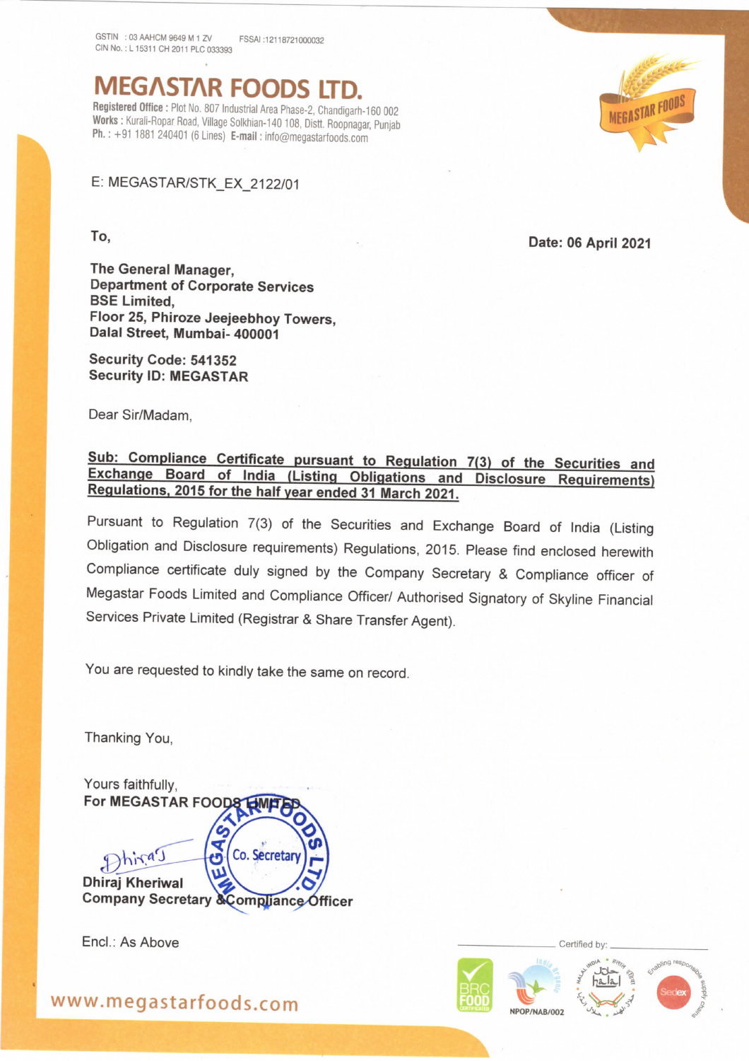GSTIN : 03 AAHCM 9649 M 1 ZV FSSAI :12118721000032
CIN No. : L 15311 CH 2011 PLC 033393

# MEGASTAR FOODS LTD.

**Registered Office :** Plot No. 807 Industrial Area Phase-2, Chandigarh-160 002
**Works :** Kurali-Ropar Road, Village Solkhian-140 108, Distt. Roopnagar, Punjab
**Ph. :** +91 1881 240401 (6 Lines) **E-mail :** info@megastarfoods.com

E: MEGASTAR/STK_EX_2122/01

**To,**

**Date: 06 April 2021**

**The General Manager,**
**Department of Corporate Services**
**BSE Limited,**
**Floor 25, Phiroze Jeejeebhoy Towers,**
**Dalal Street, Mumbai- 400001**

**Security Code: 541352**
**Security ID: MEGASTAR**

Dear Sir/Madam,

**Sub: Compliance Certificate pursuant to Regulation 7(3) of the Securities and Exchange Board of India (Listing Obligations and Disclosure Requirements) Regulations, 2015 for the half year ended 31 March 2021.**

Pursuant to Regulation 7(3) of the Securities and Exchange Board of India (Listing Obligation and Disclosure requirements) Regulations, 2015. Please find enclosed herewith Compliance certificate duly signed by the Company Secretary & Compliance officer of Megastar Foods Limited and Compliance Officer/ Authorised Signatory of Skyline Financial Services Private Limited (Registrar & Share Transfer Agent).

You are requested to kindly take the same on record.

Thanking You,

Yours faithfully,
**For MEGASTAR FOODS LIMITED**

**Dhiraj Kheriwal**
**Company Secretary & Compliance Officer**

Encl.: As Above

Certified by:

www.megastarfoods.com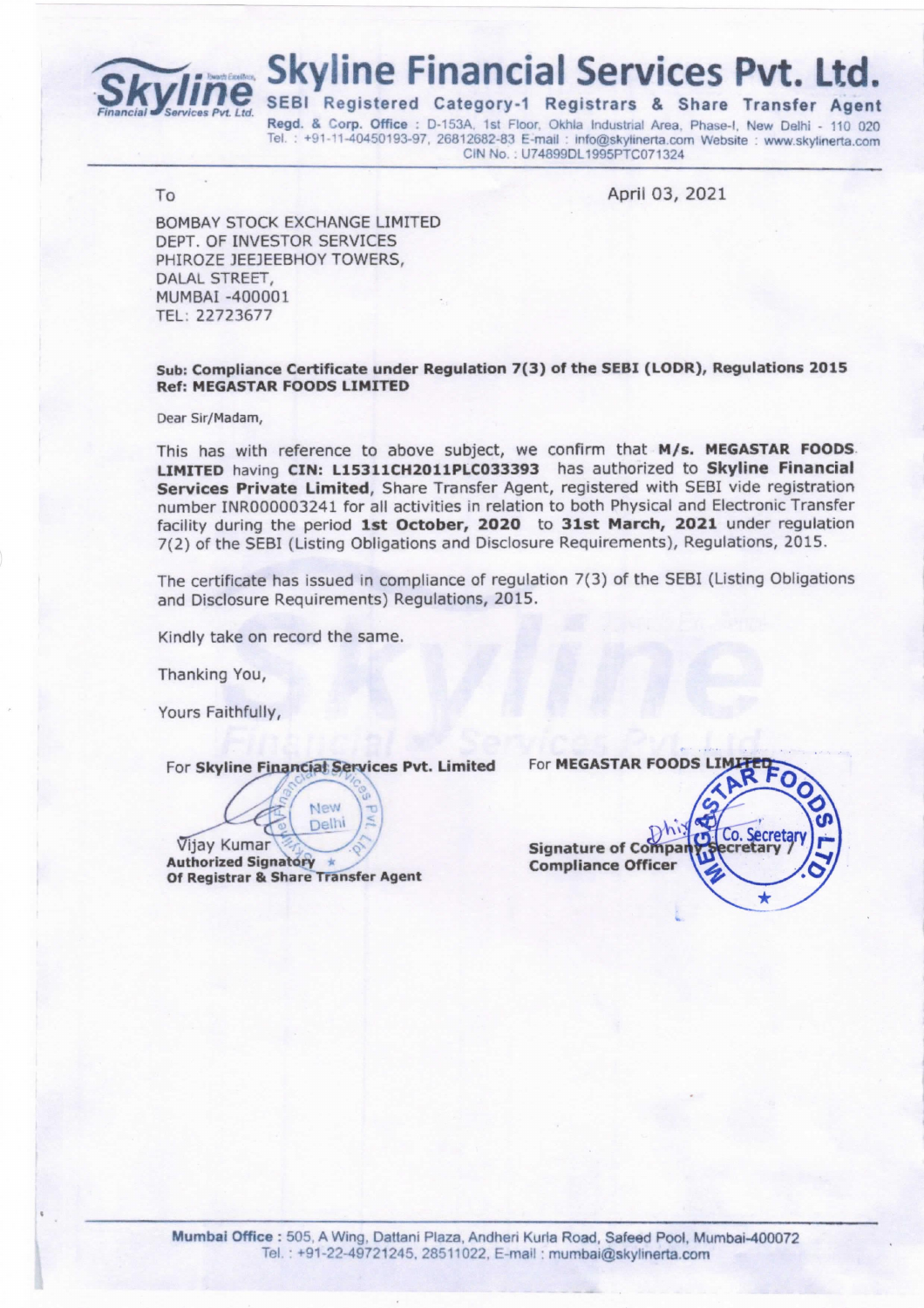# Skyline Financial Services Pvt. Ltd.

**SEBI Registered Category-1 Registrars & Share Transfer Agent**

**Regd. & Corp. Office** : D-153A, 1st Floor, Okhla Industrial Area, Phase-I, New Delhi - 110 020
Tel. : +91-11-40450193-97, 26812682-83 E-mail : info@skylinerta.com Website : www.skylinerta.com
CIN No. : U74899DL1995PTC071324

To

April 03, 2021

BOMBAY STOCK EXCHANGE LIMITED
DEPT. OF INVESTOR SERVICES
PHIROZE JEEJEEBHOY TOWERS,
DALAL STREET,
MUMBAI -400001
TEL: 22723677

**Sub: Compliance Certificate under Regulation 7(3) of the SEBI (LODR), Regulations 2015**
**Ref: MEGASTAR FOODS LIMITED**

Dear Sir/Madam,

This has with reference to above subject, we confirm that **M/s. MEGASTAR FOODS LIMITED** having **CIN: L15311CH2011PLC033393** has authorized to **Skyline Financial Services Private Limited**, Share Transfer Agent, registered with SEBI vide registration number INR000003241 for all activities in relation to both Physical and Electronic Transfer facility during the period **1st October, 2020** to **31st March, 2021** under regulation 7(2) of the SEBI (Listing Obligations and Disclosure Requirements), Regulations, 2015.

The certificate has issued in compliance of regulation 7(3) of the SEBI (Listing Obligations and Disclosure Requirements) Regulations, 2015.

Kindly take on record the same.

Thanking You,

Yours Faithfully,

For **Skyline Financial Services Pvt. Limited**

Vijay Kumar
**Authorized Signatory**
**Of Registrar & Share Transfer Agent**

For **MEGASTAR FOODS LIMITED**

**Signature of Company Secretary / Compliance Officer**

**Mumbai Office** : 505, A Wing, Dattani Plaza, Andheri Kurla Road, Safeed Pool, Mumbai-400072
Tel. : +91-22-49721245, 28511022, E-mail : mumbai@skylinerta.com